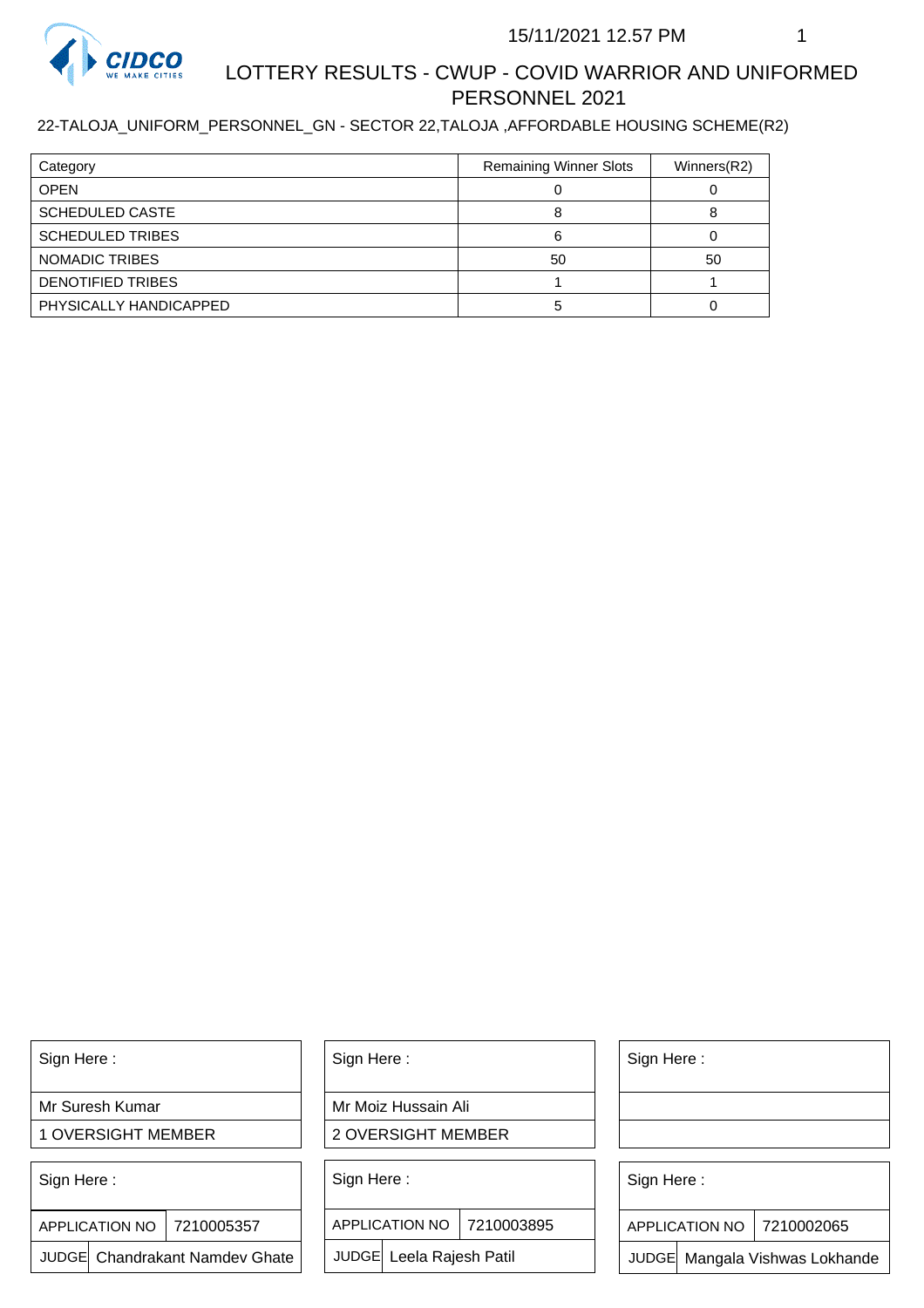15/11/2021 12.57 PM

# LOTTERY RESULTS - CWUP - COVID WARRIOR AND UNIFORMED PERSONNEL 2021

22-TALOJA_UNIFORM_PERSONNEL_GN - SECTOR 22,TALOJA ,AFFORDABLE HOUSING SCHEME(R2)

| Category | Remaining Winner Slots | Winners(R2) |
|---|---|---|
| OPEN | 0 | 0 |
| SCHEDULED CASTE | 8 | 8 |
| SCHEDULED TRIBES | 6 | 0 |
| NOMADIC TRIBES | 50 | 50 |
| DENOTIFIED TRIBES | 1 | 1 |
| PHYSICALLY HANDICAPPED | 5 | 0 |

| Sign Here : | Sign Here : | Sign Here : |
|---|---|---|
| Mr Suresh Kumar | Mr Moiz Hussain Ali | |
| 1 OVERSIGHT MEMBER | 2 OVERSIGHT MEMBER | |

| Sign Here : | Sign Here : | Sign Here : |
|---|---|---|
| APPLICATION NO 7210005357 | APPLICATION NO 7210003895 | APPLICATION NO 7210002065 |
| JUDGE Chandrakant Namdev Ghate | JUDGE Leela Rajesh Patil | JUDGE Mangala Vishwas Lokhande |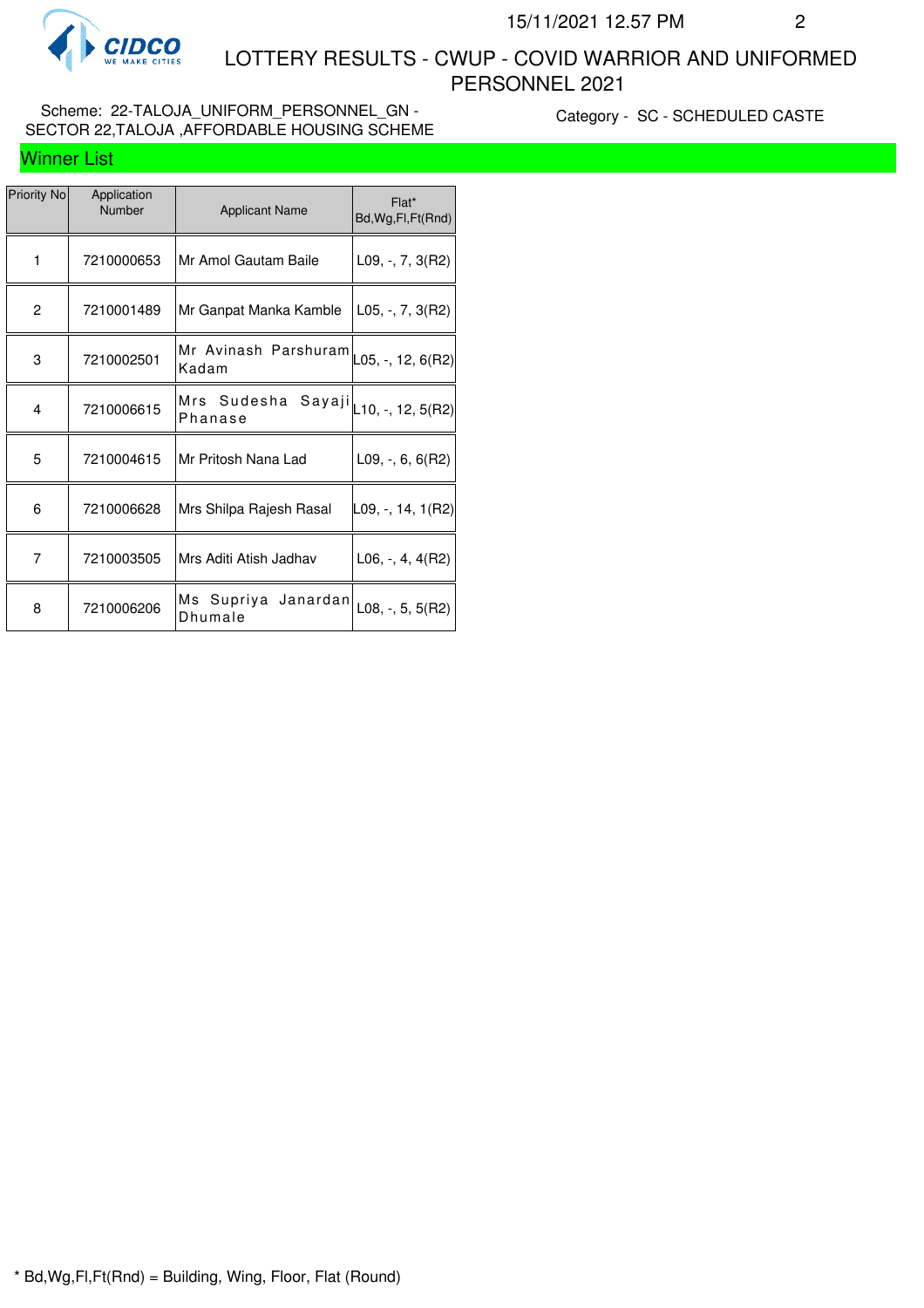# LOTTERY RESULTS - CWUP - COVID WARRIOR AND UNIFORMED PERSONNEL 2021

Scheme: 22-TALOJA_UNIFORM_PERSONNEL_GN - SECTOR 22,TALOJA ,AFFORDABLE HOUSING SCHEME

Category - SC - SCHEDULED CASTE

## Winner List

| Priority No | Application Number | Applicant Name | Flat* Bd,Wg,Fl,Ft(Rnd) |
|---|---|---|---|
| 1 | 7210000653 | Mr Amol Gautam Baile | L09, -, 7, 3(R2) |
| 2 | 7210001489 | Mr Ganpat Manka Kamble | L05, -, 7, 3(R2) |
| 3 | 7210002501 | Mr Avinash Parshuram Kadam | L05, -, 12, 6(R2) |
| 4 | 7210006615 | Mrs Sudesha Sayaji Phanase | L10, -, 12, 5(R2) |
| 5 | 7210004615 | Mr Pritosh Nana Lad | L09, -, 6, 6(R2) |
| 6 | 7210006628 | Mrs Shilpa Rajesh Rasal | L09, -, 14, 1(R2) |
| 7 | 7210003505 | Mrs Aditi Atish Jadhav | L06, -, 4, 4(R2) |
| 8 | 7210006206 | Ms Supriya Janardan Dhumale | L08, -, 5, 5(R2) |

* Bd,Wg,Fl,Ft(Rnd) = Building, Wing, Floor, Flat (Round)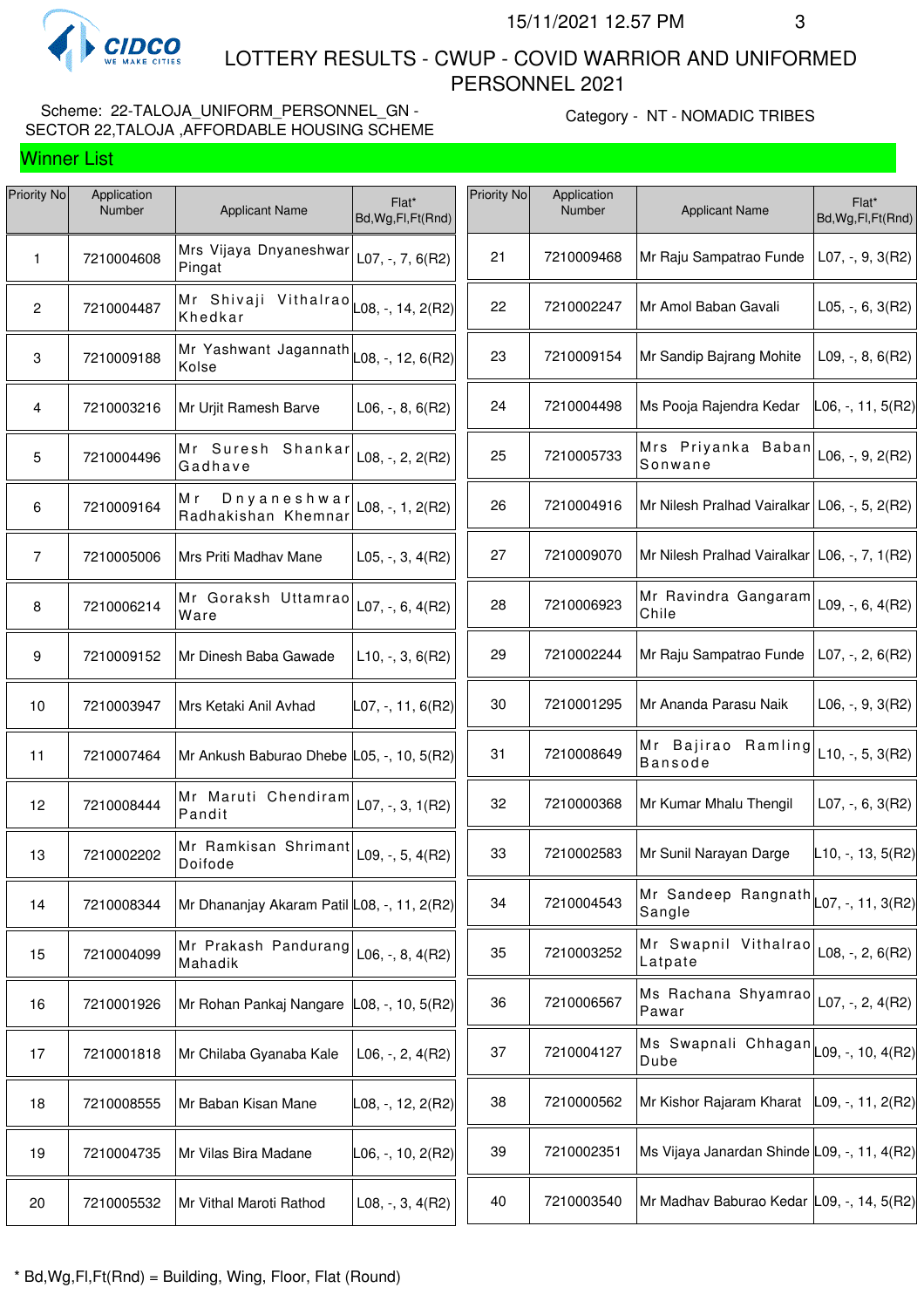CIDCO
WE MAKE CITIES

# LOTTERY RESULTS - CWUP - COVID WARRIOR AND UNIFORMED PERSONNEL 2021

15/11/2021 12.57 PM

Scheme: 22-TALOJA_UNIFORM_PERSONNEL_GN - SECTOR 22,TALOJA ,AFFORDABLE HOUSING SCHEME

Category - NT - NOMADIC TRIBES

## Winner List

| Priority No | Application Number | Applicant Name | Flat* Bd,Wg,Fl,Ft(Rnd) |
|---|---|---|---|
| 1 | 7210004608 | Mrs Vijaya Dnyaneshwar Pingat | L07, -, 7, 6(R2) |
| 2 | 7210004487 | Mr Shivaji Vithalrao Khedkar | L08, -, 14, 2(R2) |
| 3 | 7210009188 | Mr Yashwant Jagannath Kolse | L08, -, 12, 6(R2) |
| 4 | 7210003216 | Mr Urjit Ramesh Barve | L06, -, 8, 6(R2) |
| 5 | 7210004496 | Mr Suresh Shankar Gadhave | L08, -, 2, 2(R2) |
| 6 | 7210009164 | Mr Dnyaneshwar Radhakishan Khemnar | L08, -, 1, 2(R2) |
| 7 | 7210005006 | Mrs Priti Madhav Mane | L05, -, 3, 4(R2) |
| 8 | 7210006214 | Mr Goraksh Uttamrao Ware | L07, -, 6, 4(R2) |
| 9 | 7210009152 | Mr Dinesh Baba Gawade | L10, -, 3, 6(R2) |
| 10 | 7210003947 | Mrs Ketaki Anil Avhad | L07, -, 11, 6(R2) |
| 11 | 7210007464 | Mr Ankush Baburao Dhebe | L05, -, 10, 5(R2) |
| 12 | 7210008444 | Mr Maruti Chendiram Pandit | L07, -, 3, 1(R2) |
| 13 | 7210002202 | Mr Ramkisan Shrimant Doifode | L09, -, 5, 4(R2) |
| 14 | 7210008344 | Mr Dhananjay Akaram Patil | L08, -, 11, 2(R2) |
| 15 | 7210004099 | Mr Prakash Pandurang Mahadik | L06, -, 8, 4(R2) |
| 16 | 7210001926 | Mr Rohan Pankaj Nangare | L08, -, 10, 5(R2) |
| 17 | 7210001818 | Mr Chilaba Gyanaba Kale | L06, -, 2, 4(R2) |
| 18 | 7210008555 | Mr Baban Kisan Mane | L08, -, 12, 2(R2) |
| 19 | 7210004735 | Mr Vilas Bira Madane | L06, -, 10, 2(R2) |
| 20 | 7210005532 | Mr Vithal Maroti Rathod | L08, -, 3, 4(R2) |
| 21 | 7210009468 | Mr Raju Sampatrao Funde | L07, -, 9, 3(R2) |
| 22 | 7210002247 | Mr Amol Baban Gavali | L05, -, 6, 3(R2) |
| 23 | 7210009154 | Mr Sandip Bajrang Mohite | L09, -, 8, 6(R2) |
| 24 | 7210004498 | Ms Pooja Rajendra Kedar | L06, -, 11, 5(R2) |
| 25 | 7210005733 | Mrs Priyanka Baban Sonwane | L06, -, 9, 2(R2) |
| 26 | 7210004916 | Mr Nilesh Pralhad Vairalkar | L06, -, 5, 2(R2) |
| 27 | 7210009070 | Mr Nilesh Pralhad Vairalkar | L06, -, 7, 1(R2) |
| 28 | 7210006923 | Mr Ravindra Gangaram Chile | L09, -, 6, 4(R2) |
| 29 | 7210002244 | Mr Raju Sampatrao Funde | L07, -, 2, 6(R2) |
| 30 | 7210001295 | Mr Ananda Parasu Naik | L06, -, 9, 3(R2) |
| 31 | 7210008649 | Mr Bajirao Ramling Bansode | L10, -, 5, 3(R2) |
| 32 | 7210000368 | Mr Kumar Mhalu Thengil | L07, -, 6, 3(R2) |
| 33 | 7210002583 | Mr Sunil Narayan Darge | L10, -, 13, 5(R2) |
| 34 | 7210004543 | Mr Sandeep Rangnath Sangle | L07, -, 11, 3(R2) |
| 35 | 7210003252 | Mr Swapnil Vithalrao Latpate | L08, -, 2, 6(R2) |
| 36 | 7210006567 | Ms Rachana Shyamrao Pawar | L07, -, 2, 4(R2) |
| 37 | 7210004127 | Ms Swapnali Chhagan Dube | L09, -, 10, 4(R2) |
| 38 | 7210000562 | Mr Kishor Rajaram Kharat | L09, -, 11, 2(R2) |
| 39 | 7210002351 | Ms Vijaya Janardan Shinde | L09, -, 11, 4(R2) |
| 40 | 7210003540 | Mr Madhav Baburao Kedar | L09, -, 14, 5(R2) |

* Bd,Wg,Fl,Ft(Rnd) = Building, Wing, Floor, Flat (Round)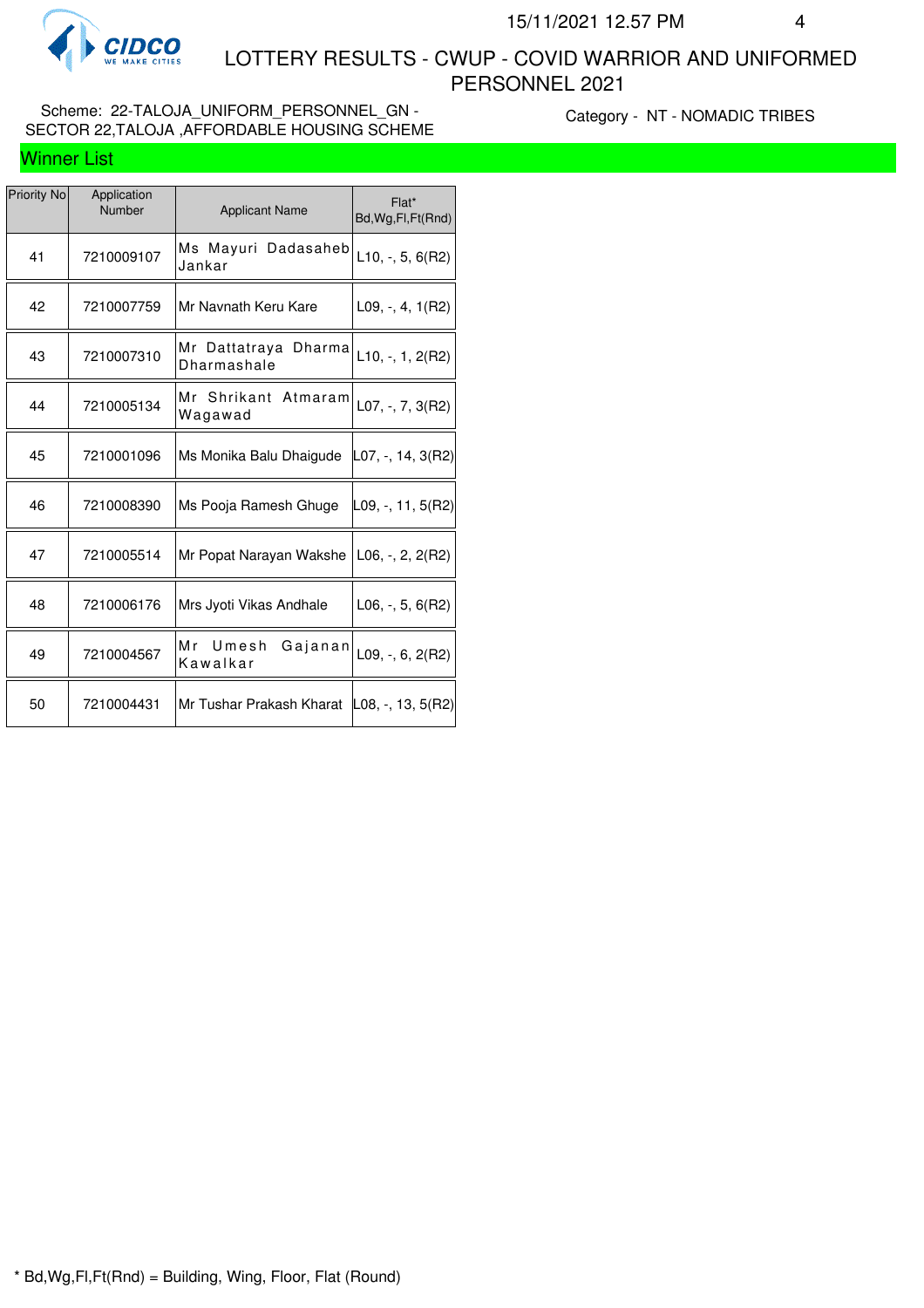# LOTTERY RESULTS - CWUP - COVID WARRIOR AND UNIFORMED PERSONNEL 2021

Scheme: 22-TALOJA_UNIFORM_PERSONNEL_GN - SECTOR 22,TALOJA ,AFFORDABLE HOUSING SCHEME

Category - NT - NOMADIC TRIBES

## Winner List

| Priority No | Application Number | Applicant Name | Flat* Bd,Wg,Fl,Ft(Rnd) |
|---|---|---|---|
| 41 | 7210009107 | Ms Mayuri Dadasaheb Jankar | L10, -, 5, 6(R2) |
| 42 | 7210007759 | Mr Navnath Keru Kare | L09, -, 4, 1(R2) |
| 43 | 7210007310 | Mr Dattatraya Dharma Dharmashale | L10, -, 1, 2(R2) |
| 44 | 7210005134 | Mr Shrikant Atmaram Wagawad | L07, -, 7, 3(R2) |
| 45 | 7210001096 | Ms Monika Balu Dhaigude | L07, -, 14, 3(R2) |
| 46 | 7210008390 | Ms Pooja Ramesh Ghuge | L09, -, 11, 5(R2) |
| 47 | 7210005514 | Mr Popat Narayan Wakshe | L06, -, 2, 2(R2) |
| 48 | 7210006176 | Mrs Jyoti Vikas Andhale | L06, -, 5, 6(R2) |
| 49 | 7210004567 | Mr Umesh Gajanan Kawalkar | L09, -, 6, 2(R2) |
| 50 | 7210004431 | Mr Tushar Prakash Kharat | L08, -, 13, 5(R2) |

* Bd,Wg,Fl,Ft(Rnd) = Building, Wing, Floor, Flat (Round)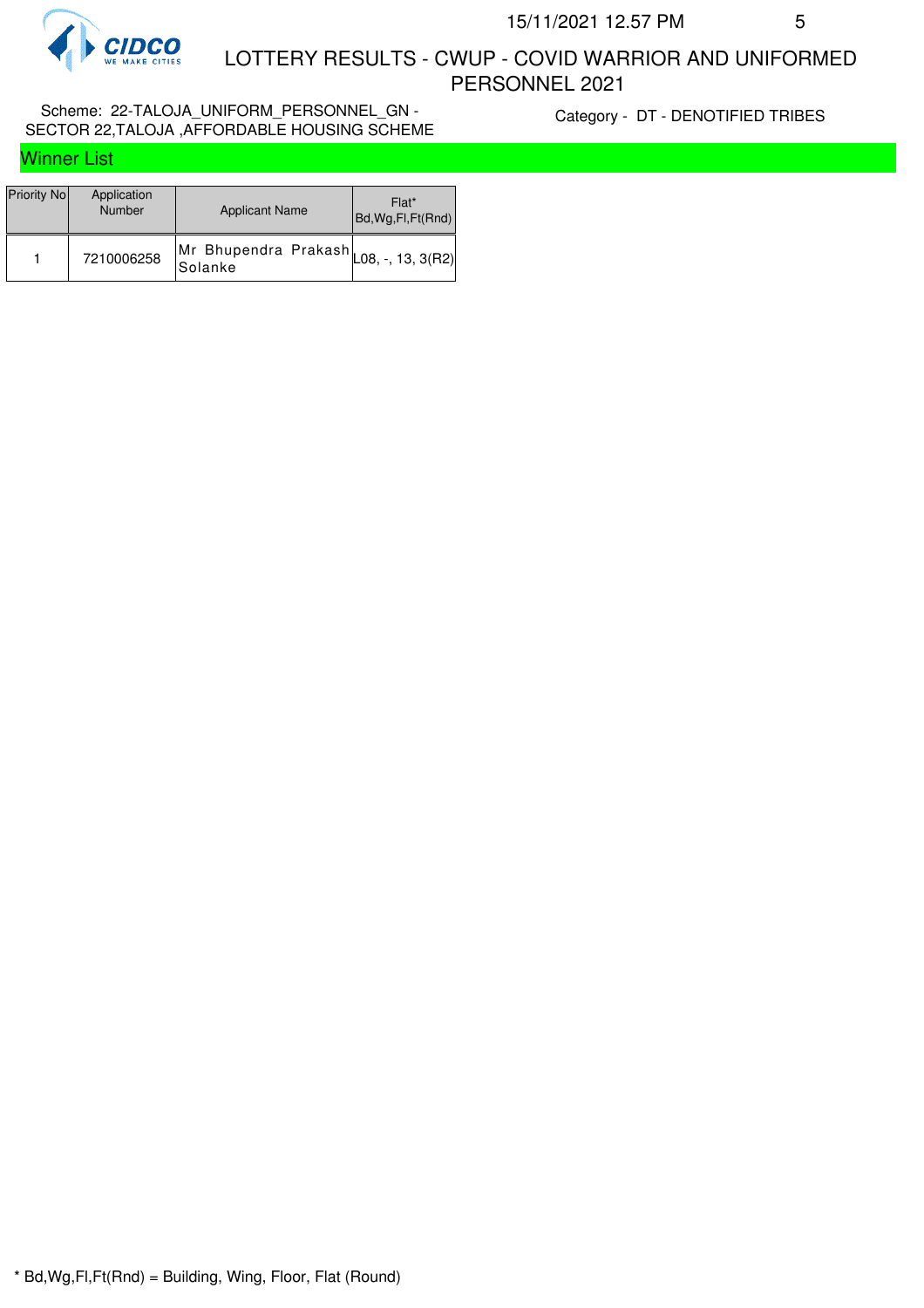# LOTTERY RESULTS - CWUP - COVID WARRIOR AND UNIFORMED PERSONNEL 2021

15/11/2021 12.57 PM

Scheme: 22-TALOJA_UNIFORM_PERSONNEL_GN - SECTOR 22,TALOJA ,AFFORDABLE HOUSING SCHEME

Category - DT - DENOTIFIED TRIBES

## Winner List

| Priority No | Application Number | Applicant Name | Flat* Bd,Wg,Fl,Ft(Rnd) |
|---|---|---|---|
| 1 | 7210006258 | Mr Bhupendra Prakash Solanke | L08, -, 13, 3(R2) |

* Bd,Wg,Fl,Ft(Rnd) = Building, Wing, Floor, Flat (Round)